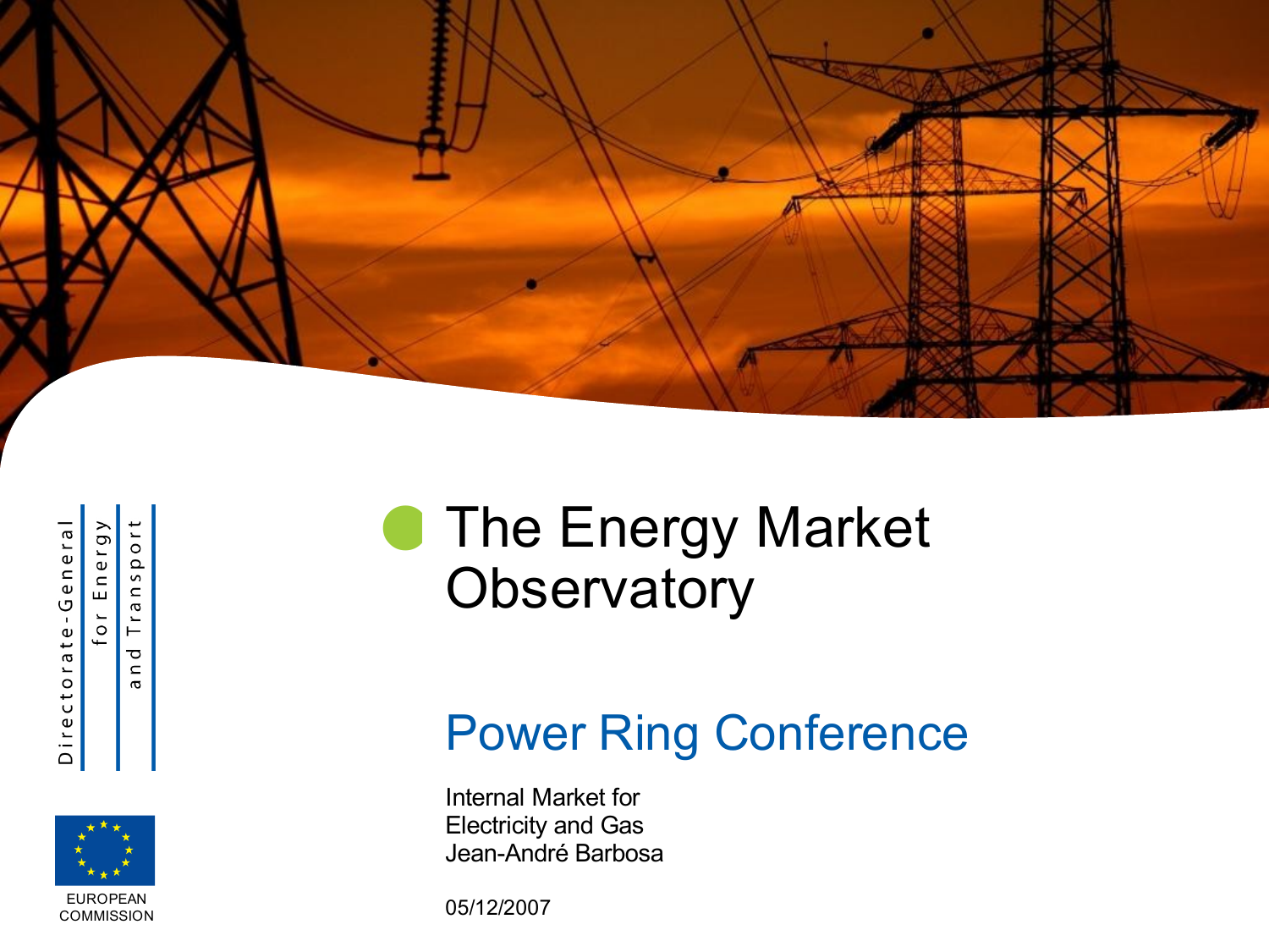Directorate-General for Energy and Transport

EUROPEAN COMMISSION

# The Energy Market Observatory

## Power Ring Conference

Internal Market for Electricity and Gas
Jean-André Barbosa

05/12/2007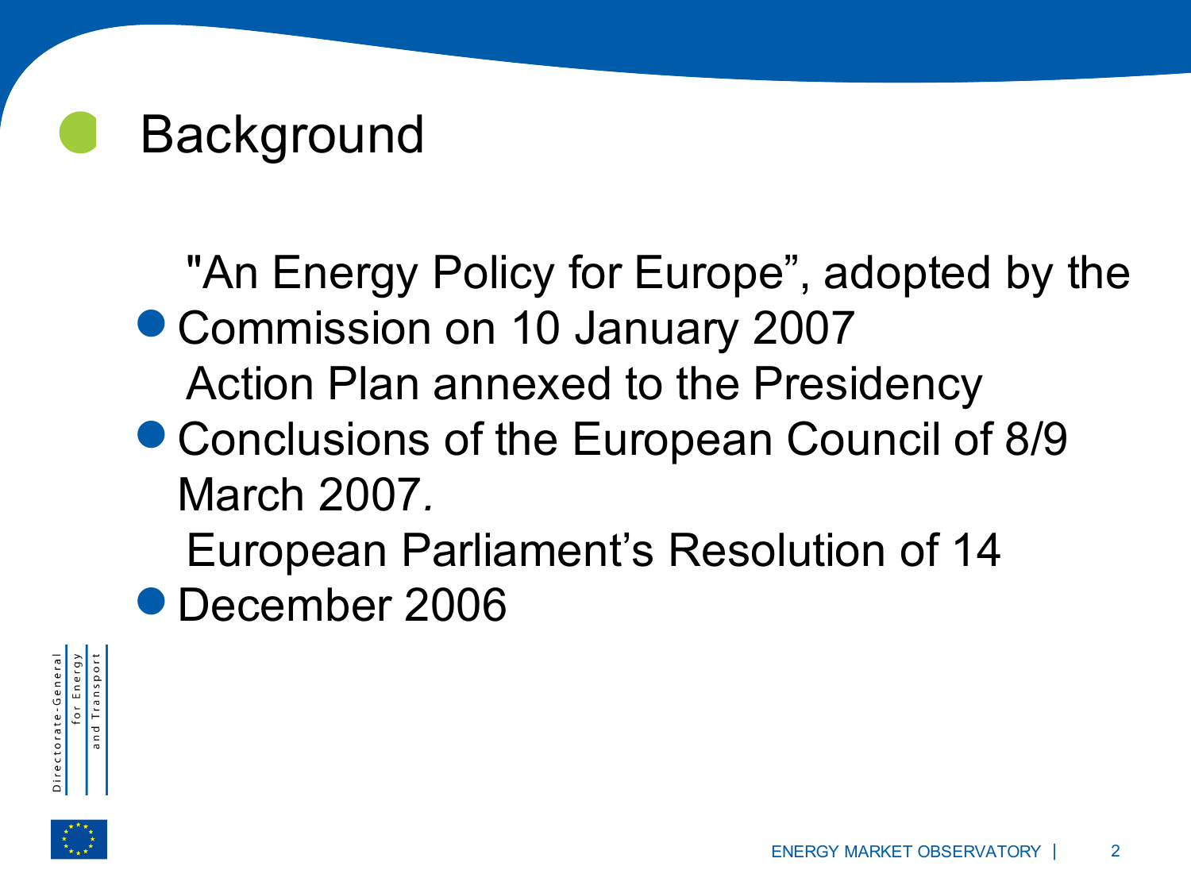# Background

- "An Energy Policy for Europe", adopted by the Commission on 10 January 2007
- Action Plan annexed to the Presidency Conclusions of the European Council of 8/9 March 2007.
- European Parliament's Resolution of 14 December 2006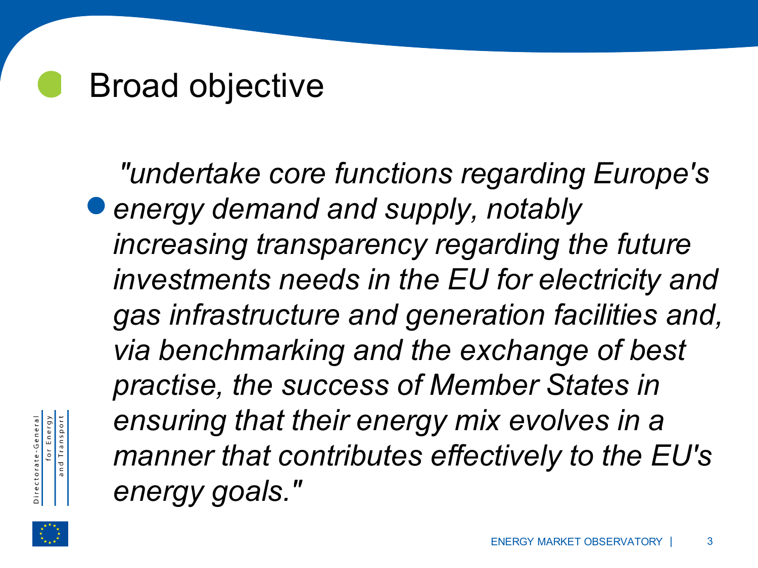# Broad objective

- *"undertake core functions regarding Europe's energy demand and supply, notably increasing transparency regarding the future investments needs in the EU for electricity and gas infrastructure and generation facilities and, via benchmarking and the exchange of best practise, the success of Member States in ensuring that their energy mix evolves in a manner that contributes effectively to the EU's energy goals."*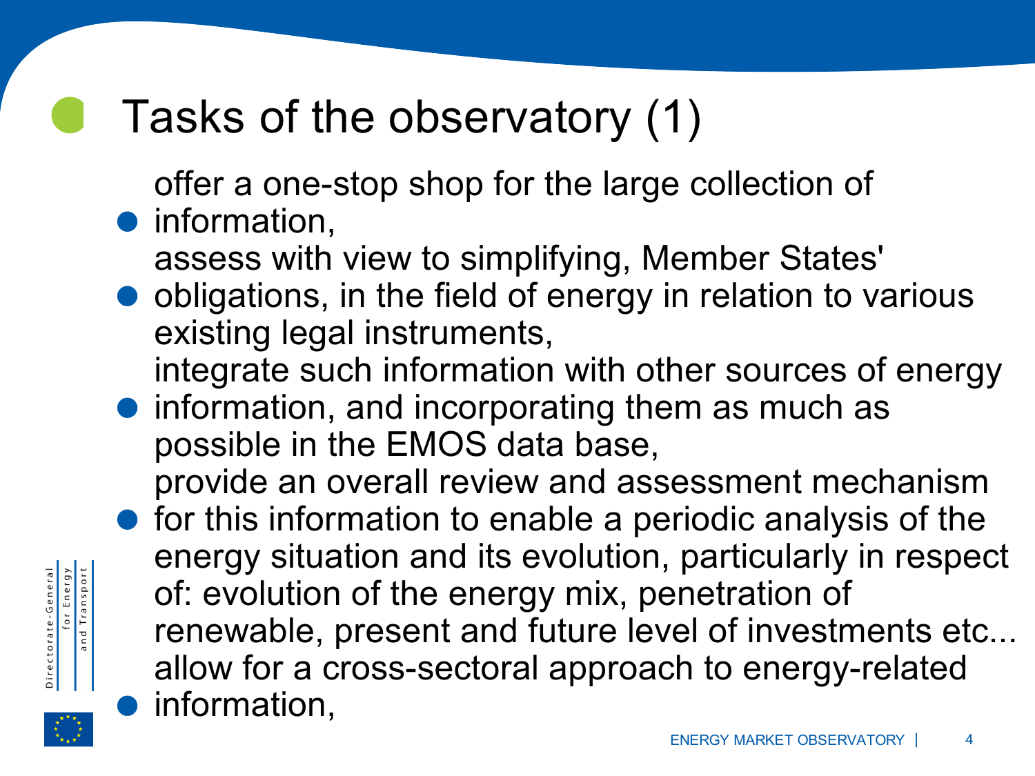# Tasks of the observatory (1)

- offer a one-stop shop for the large collection of information,
- assess with view to simplifying, Member States' obligations, in the field of energy in relation to various existing legal instruments,
- integrate such information with other sources of energy information, and incorporating them as much as possible in the EMOS data base,
- provide an overall review and assessment mechanism for this information to enable a periodic analysis of the energy situation and its evolution, particularly in respect of: evolution of the energy mix, penetration of renewable, present and future level of investments etc...
- allow for a cross-sectoral approach to energy-related information,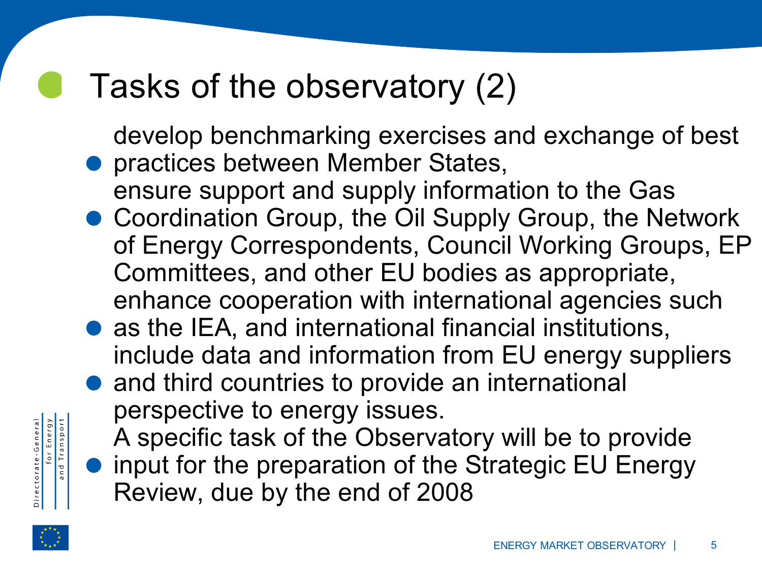# Tasks of the observatory (2)

- develop benchmarking exercises and exchange of best practices between Member States,
- ensure support and supply information to the Gas Coordination Group, the Oil Supply Group, the Network of Energy Correspondents, Council Working Groups, EP Committees, and other EU bodies as appropriate,
- enhance cooperation with international agencies such as the IEA, and international financial institutions,
- include data and information from EU energy suppliers and third countries to provide an international perspective to energy issues.
- A specific task of the Observatory will be to provide input for the preparation of the Strategic EU Energy Review, due by the end of 2008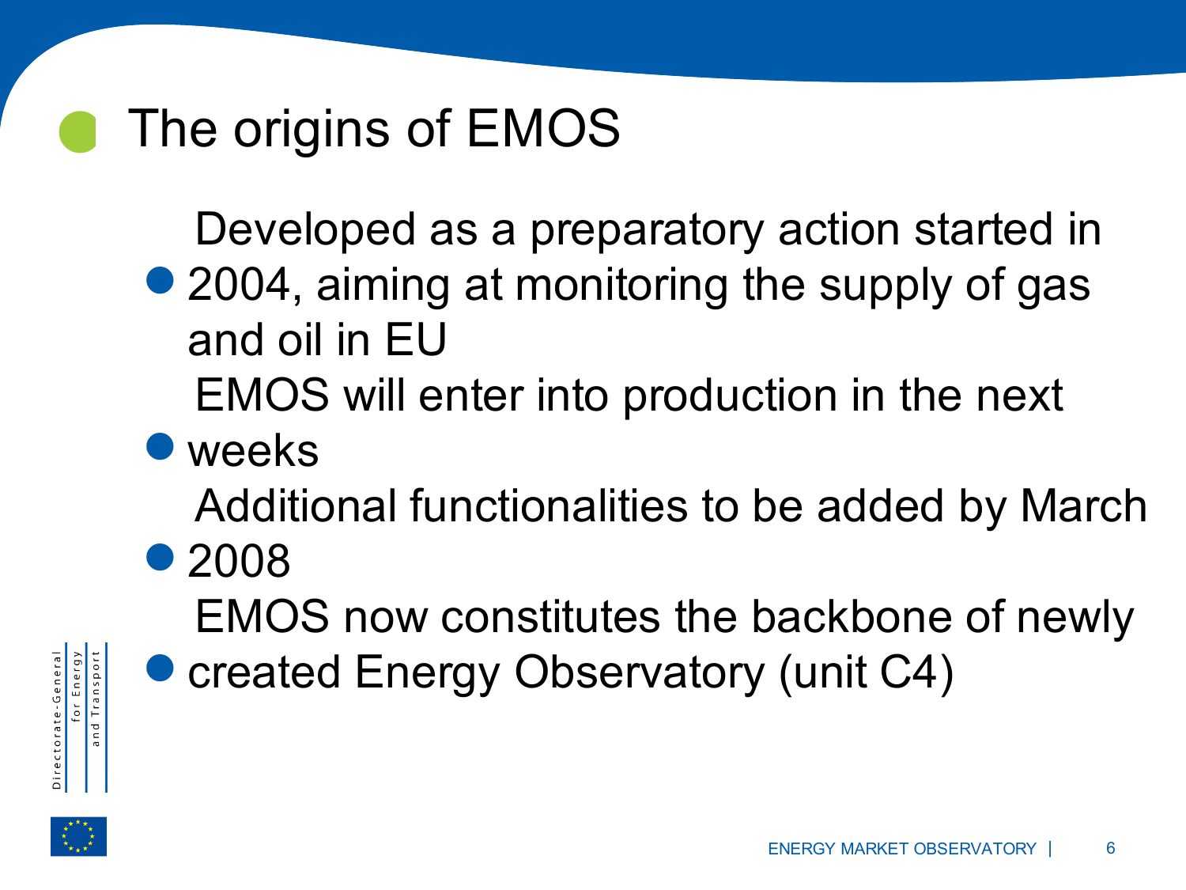# The origins of EMOS

- Developed as a preparatory action started in 2004, aiming at monitoring the supply of gas and oil in EU
- EMOS will enter into production in the next weeks
- Additional functionalities to be added by March 2008
- EMOS now constitutes the backbone of newly created Energy Observatory (unit C4)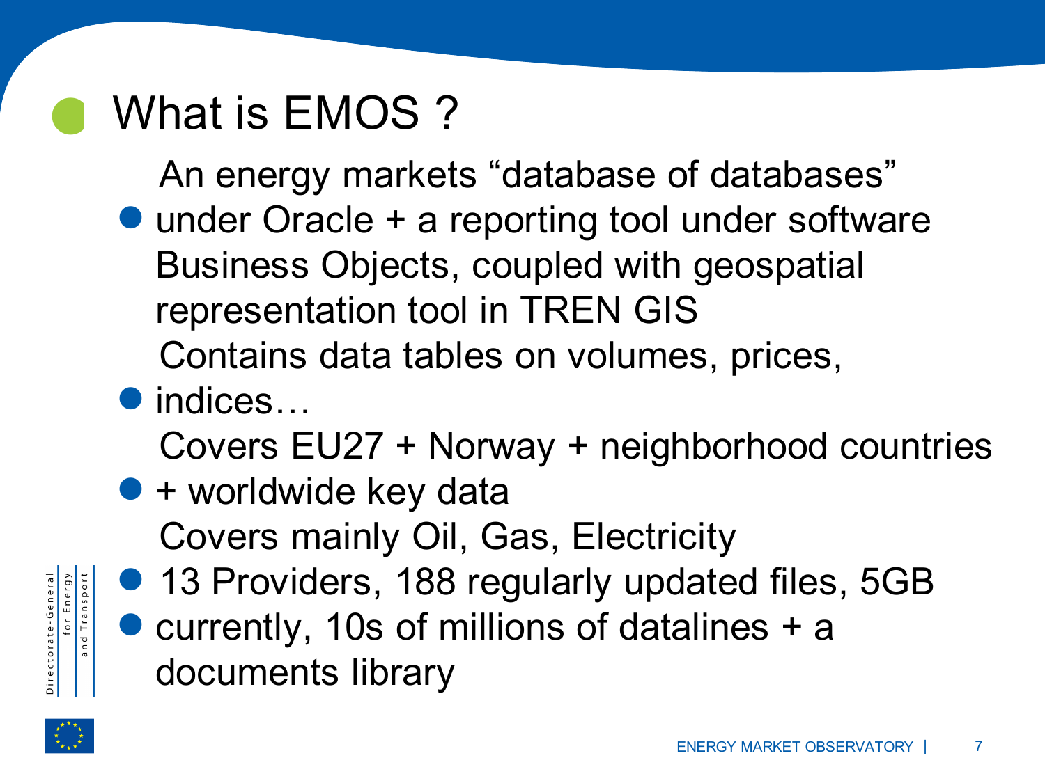# What is EMOS ?

- An energy markets "database of databases" under Oracle + a reporting tool under software Business Objects, coupled with geospatial representation tool in TREN GIS
- Contains data tables on volumes, prices, indices…
- Covers EU27 + Norway + neighborhood countries + worldwide key data
- Covers mainly Oil, Gas, Electricity
- 13 Providers, 188 regularly updated files, 5GB
- currently, 10s of millions of datalines + a documents library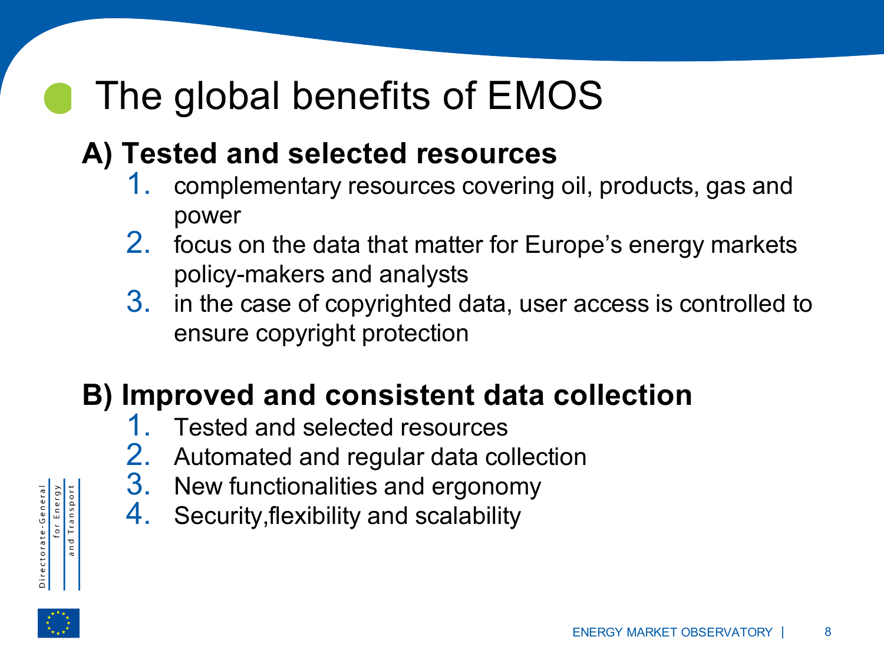# The global benefits of EMOS

## A) Tested and selected resources

1. complementary resources covering oil, products, gas and power
2. focus on the data that matter for Europe's energy markets policy-makers and analysts
3. in the case of copyrighted data, user access is controlled to ensure copyright protection

## B) Improved and consistent data collection

1. Tested and selected resources
2. Automated and regular data collection
3. New functionalities and ergonomy
4. Security,flexibility and scalability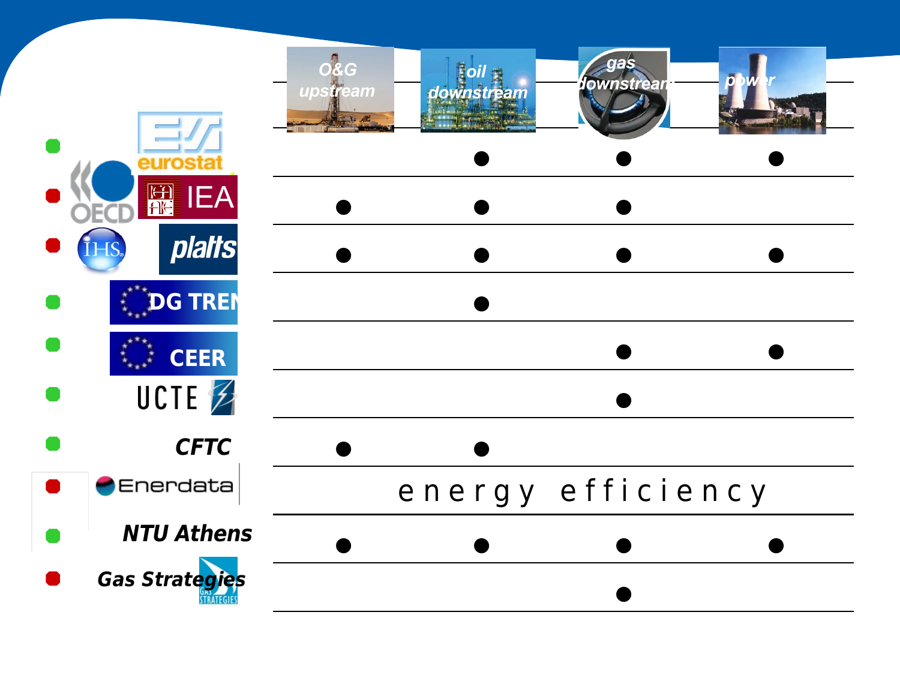| | O&G upstream | oil downstream | gas downstream | power |
|---|---|---|---|---|
| eurostat | | ● | ● | ● |
| OECD / IEA | ● | ● | ● | |
| IHS / platts | ● | ● | ● | ● |
| DG TREN | | ● | | |
| CEER | | | ● | ● |
| UCTE | | | ● | |
| CFTC | ● | ● | | |
| Enerdata | energy efficiency | | | |
| NTU Athens | ● | ● | ● | ● |
| Gas Strategies | | | ● | |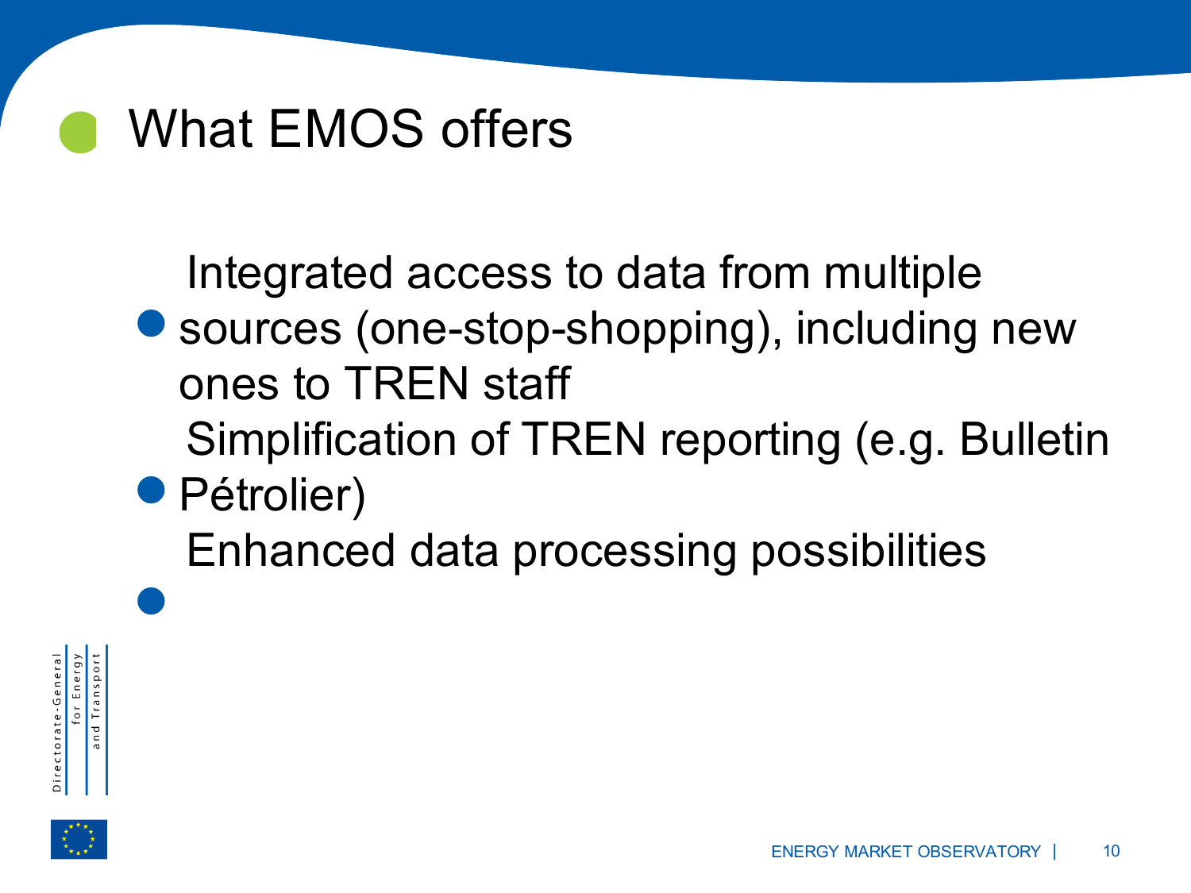# What EMOS offers

- Integrated access to data from multiple sources (one-stop-shopping), including new ones to TREN staff
- Simplification of TREN reporting (e.g. Bulletin Pétrolier)
- Enhanced data processing possibilities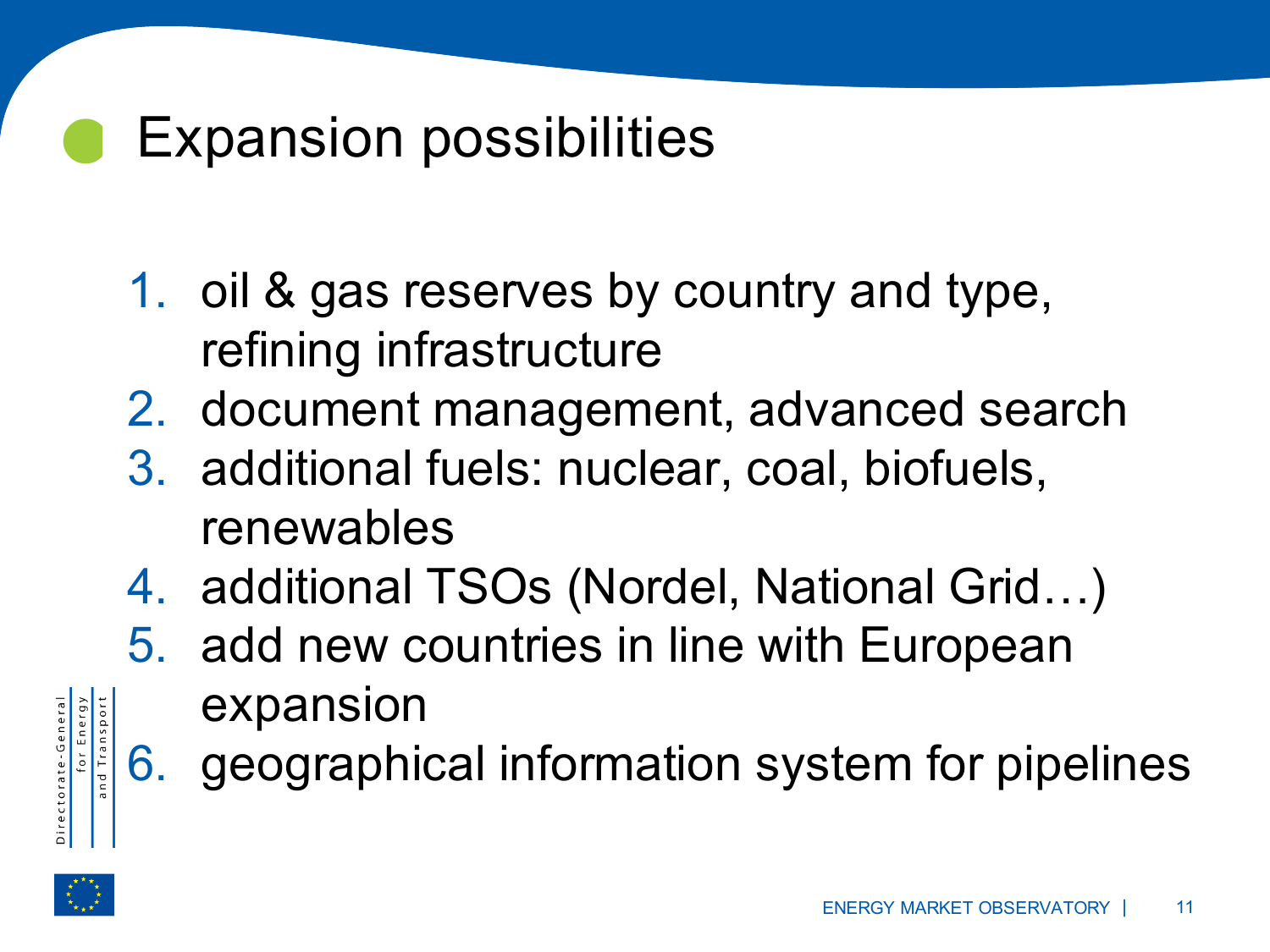# Expansion possibilities

1. oil & gas reserves by country and type, refining infrastructure
2. document management, advanced search
3. additional fuels: nuclear, coal, biofuels, renewables
4. additional TSOs (Nordel, National Grid…)
5. add new countries in line with European expansion
6. geographical information system for pipelines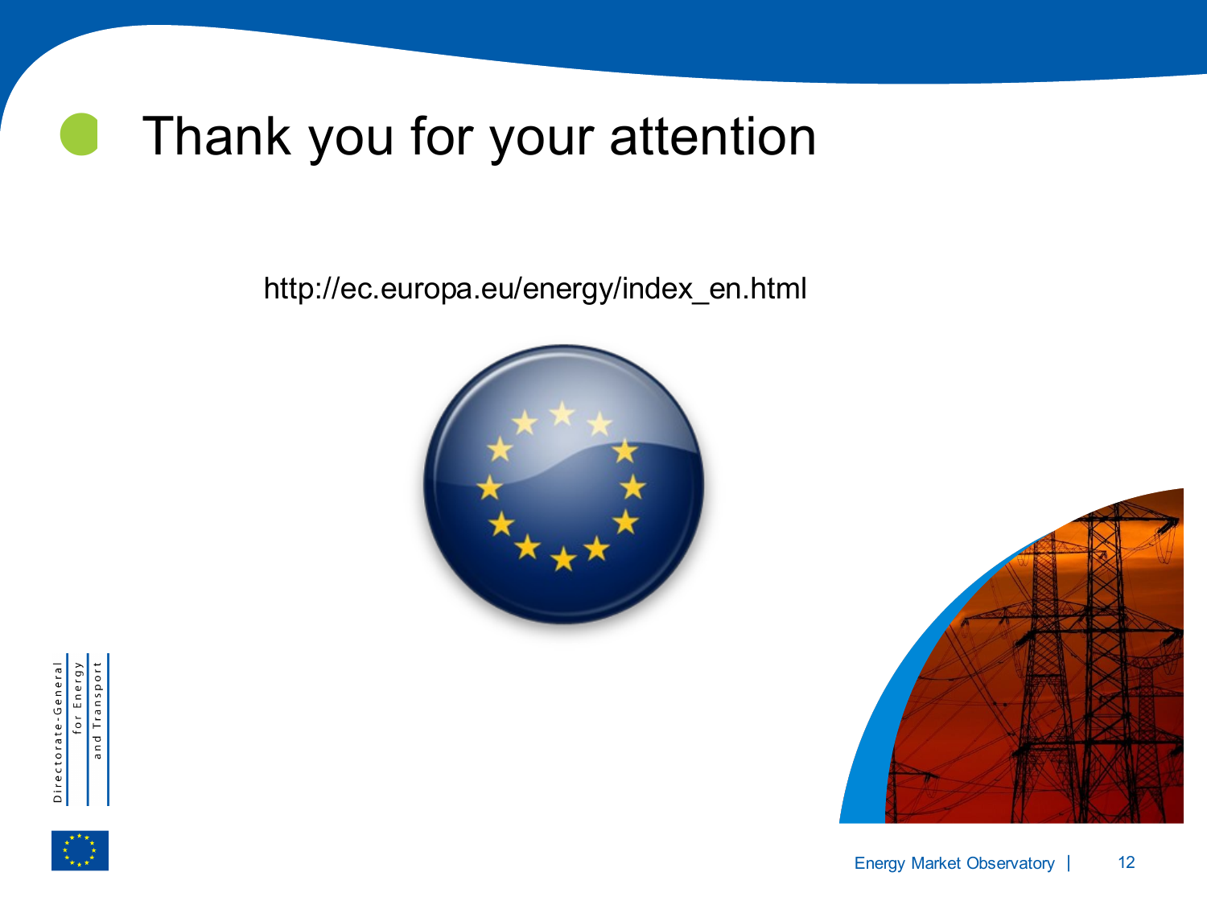# Thank you for your attention

http://ec.europa.eu/energy/index_en.html